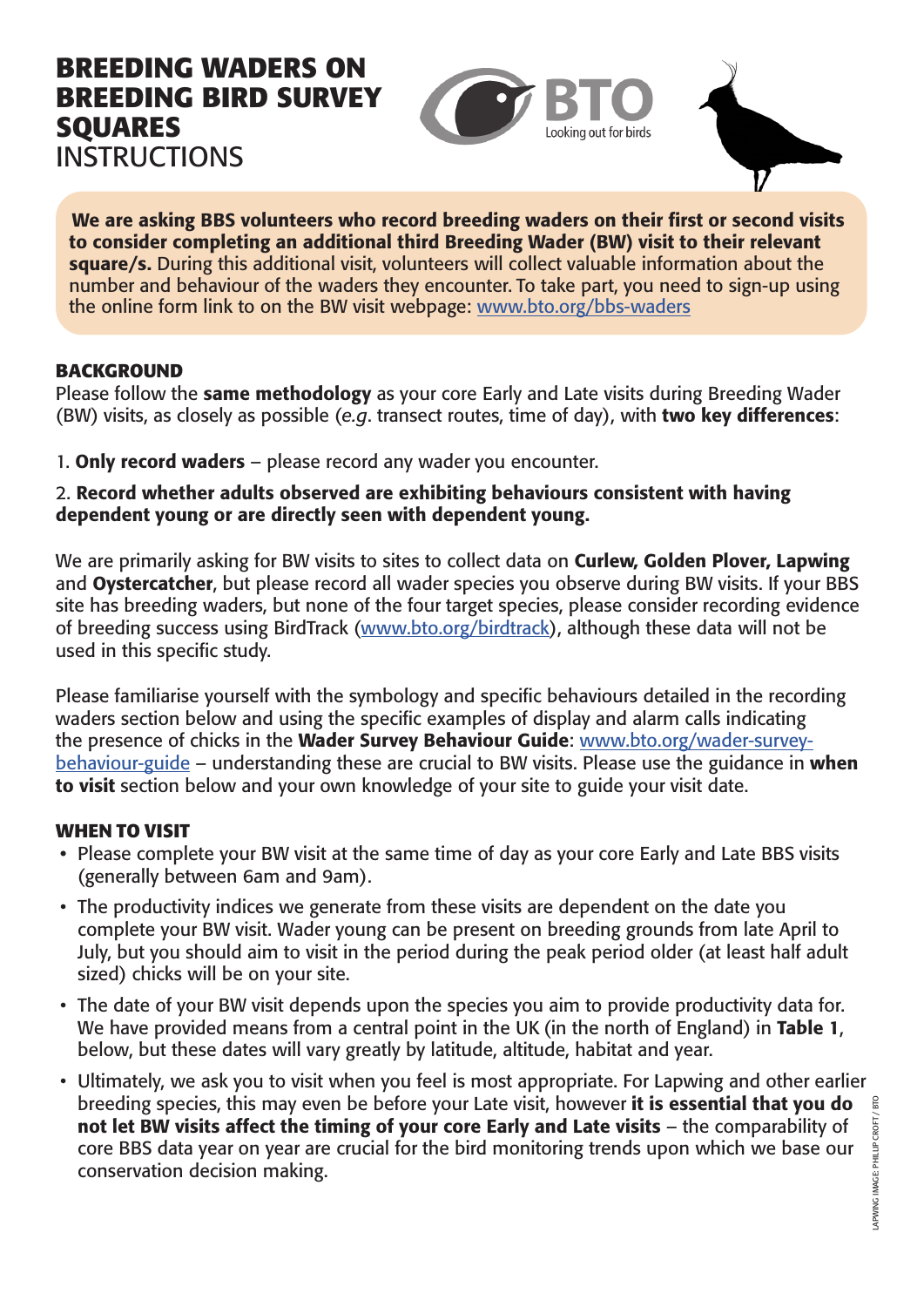# BREEDING WADERS ON BREEDING BIRD SURVEY SQUARES
INSTRUCTIONS

**We are asking BBS volunteers who record breeding waders on their first or second visits to consider completing an additional third Breeding Wader (BW) visit to their relevant square/s.** During this additional visit, volunteers will collect valuable information about the number and behaviour of the waders they encounter. To take part, you need to sign-up using the online form link to on the BW visit webpage: www.bto.org/bbs-waders

## BACKGROUND

Please follow the **same methodology** as your core Early and Late visits during Breeding Wader (BW) visits, as closely as possible (*e.g*. transect routes, time of day), with **two key differences**:

1. **Only record waders** – please record any wader you encounter.

2. **Record whether adults observed are exhibiting behaviours consistent with having dependent young or are directly seen with dependent young.**

We are primarily asking for BW visits to sites to collect data on **Curlew, Golden Plover, Lapwing** and **Oystercatcher**, but please record all wader species you observe during BW visits. If your BBS site has breeding waders, but none of the four target species, please consider recording evidence of breeding success using BirdTrack (www.bto.org/birdtrack), although these data will not be used in this specific study.

Please familiarise yourself with the symbology and specific behaviours detailed in the recording waders section below and using the specific examples of display and alarm calls indicating the presence of chicks in the **Wader Survey Behaviour Guide**: www.bto.org/wader-survey-behaviour-guide – understanding these are crucial to BW visits. Please use the guidance in **when to visit** section below and your own knowledge of your site to guide your visit date.

## WHEN TO VISIT

- Please complete your BW visit at the same time of day as your core Early and Late BBS visits (generally between 6am and 9am).
- The productivity indices we generate from these visits are dependent on the date you complete your BW visit. Wader young can be present on breeding grounds from late April to July, but you should aim to visit in the period during the peak period older (at least half adult sized) chicks will be on your site.
- The date of your BW visit depends upon the species you aim to provide productivity data for. We have provided means from a central point in the UK (in the north of England) in **Table 1**, below, but these dates will vary greatly by latitude, altitude, habitat and year.
- Ultimately, we ask you to visit when you feel is most appropriate. For Lapwing and other earlier breeding species, this may even be before your Late visit, however **it is essential that you do not let BW visits affect the timing of your core Early and Late visits** – the comparability of core BBS data year on year are crucial for the bird monitoring trends upon which we base our conservation decision making.

LAPWING IMAGE: PHILLIP CROFT / BTO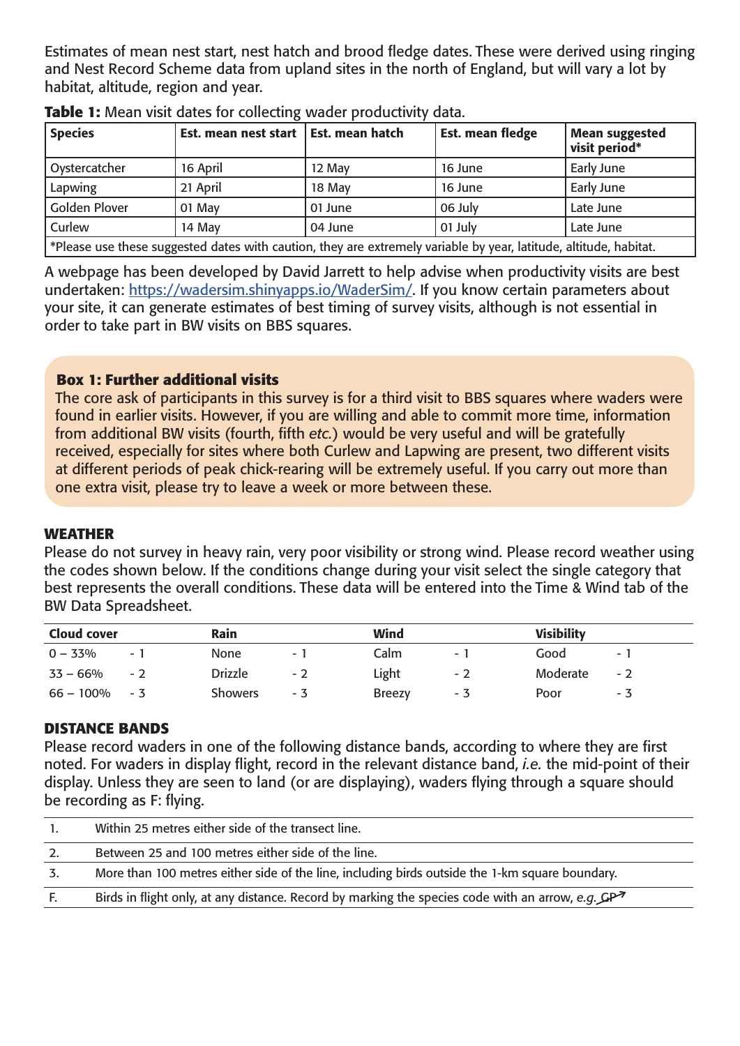Estimates of mean nest start, nest hatch and brood fledge dates. These were derived using ringing and Nest Record Scheme data from upland sites in the north of England, but will vary a lot by habitat, altitude, region and year.

**Table 1:** Mean visit dates for collecting wader productivity data.

| Species | Est. mean nest start | Est. mean hatch | Est. mean fledge | Mean suggested visit period* |
|---|---|---|---|---|
| Oystercatcher | 16 April | 12 May | 16 June | Early June |
| Lapwing | 21 April | 18 May | 16 June | Early June |
| Golden Plover | 01 May | 01 June | 06 July | Late June |
| Curlew | 14 May | 04 June | 01 July | Late June |
| *Please use these suggested dates with caution, they are extremely variable by year, latitude, altitude, habitat. | | | | |

A webpage has been developed by David Jarrett to help advise when productivity visits are best undertaken: https://wadersim.shinyapps.io/WaderSim/. If you know certain parameters about your site, it can generate estimates of best timing of survey visits, although is not essential in order to take part in BW visits on BBS squares.

### Box 1: Further additional visits

The core ask of participants in this survey is for a third visit to BBS squares where waders were found in earlier visits. However, if you are willing and able to commit more time, information from additional BW visits (fourth, fifth *etc.*) would be very useful and will be gratefully received, especially for sites where both Curlew and Lapwing are present, two different visits at different periods of peak chick-rearing will be extremely useful. If you carry out more than one extra visit, please try to leave a week or more between these.

## WEATHER

Please do not survey in heavy rain, very poor visibility or strong wind. Please record weather using the codes shown below. If the conditions change during your visit select the single category that best represents the overall conditions. These data will be entered into the Time & Wind tab of the BW Data Spreadsheet.

| Cloud cover | | Rain | | Wind | | Visibility | |
|---|---|---|---|---|---|---|---|
| 0 – 33% | - 1 | None | - 1 | Calm | - 1 | Good | - 1 |
| 33 – 66% | - 2 | Drizzle | - 2 | Light | - 2 | Moderate | - 2 |
| 66 – 100% | - 3 | Showers | - 3 | Breezy | - 3 | Poor | - 3 |

## DISTANCE BANDS

Please record waders in one of the following distance bands, according to where they are first noted. For waders in display flight, record in the relevant distance band, *i.e.* the mid-point of their display. Unless they are seen to land (or are displaying), waders flying through a square should be recording as F: flying.

| | |
|---|---|
| 1. | Within 25 metres either side of the transect line. |
| 2. | Between 25 and 100 metres either side of the line. |
| 3. | More than 100 metres either side of the line, including birds outside the 1-km square boundary. |
| F. | Birds in flight only, at any distance. Record by marking the species code with an arrow, *e.g.* GP↗ |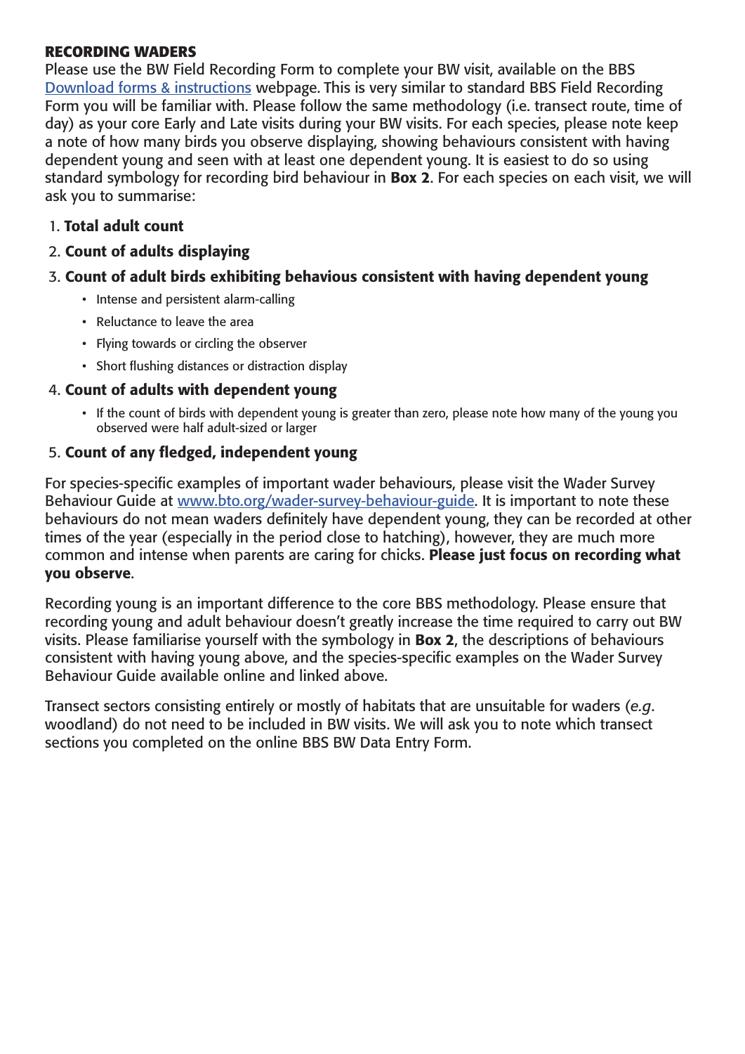## RECORDING WADERS

Please use the BW Field Recording Form to complete your BW visit, available on the BBS [Download forms & instructions] webpage. This is very similar to standard BBS Field Recording Form you will be familiar with. Please follow the same methodology (i.e. transect route, time of day) as your core Early and Late visits during your BW visits. For each species, please note keep a note of how many birds you observe displaying, showing behaviours consistent with having dependent young and seen with at least one dependent young. It is easiest to do so using standard symbology for recording bird behaviour in **Box 2**. For each species on each visit, we will ask you to summarise:

1. **Total adult count**
2. **Count of adults displaying**
3. **Count of adult birds exhibiting behavious consistent with having dependent young**
   - Intense and persistent alarm-calling
   - Reluctance to leave the area
   - Flying towards or circling the observer
   - Short flushing distances or distraction display
4. **Count of adults with dependent young**
   - If the count of birds with dependent young is greater than zero, please note how many of the young you observed were half adult-sized or larger
5. **Count of any fledged, independent young**

For species-specific examples of important wader behaviours, please visit the Wader Survey Behaviour Guide at www.bto.org/wader-survey-behaviour-guide. It is important to note these behaviours do not mean waders definitely have dependent young, they can be recorded at other times of the year (especially in the period close to hatching), however, they are much more common and intense when parents are caring for chicks. **Please just focus on recording what you observe**.

Recording young is an important difference to the core BBS methodology. Please ensure that recording young and adult behaviour doesn't greatly increase the time required to carry out BW visits. Please familiarise yourself with the symbology in **Box 2**, the descriptions of behaviours consistent with having young above, and the species-specific examples on the Wader Survey Behaviour Guide available online and linked above.

Transect sectors consisting entirely or mostly of habitats that are unsuitable for waders (*e.g.* woodland) do not need to be included in BW visits. We will ask you to note which transect sections you completed on the online BBS BW Data Entry Form.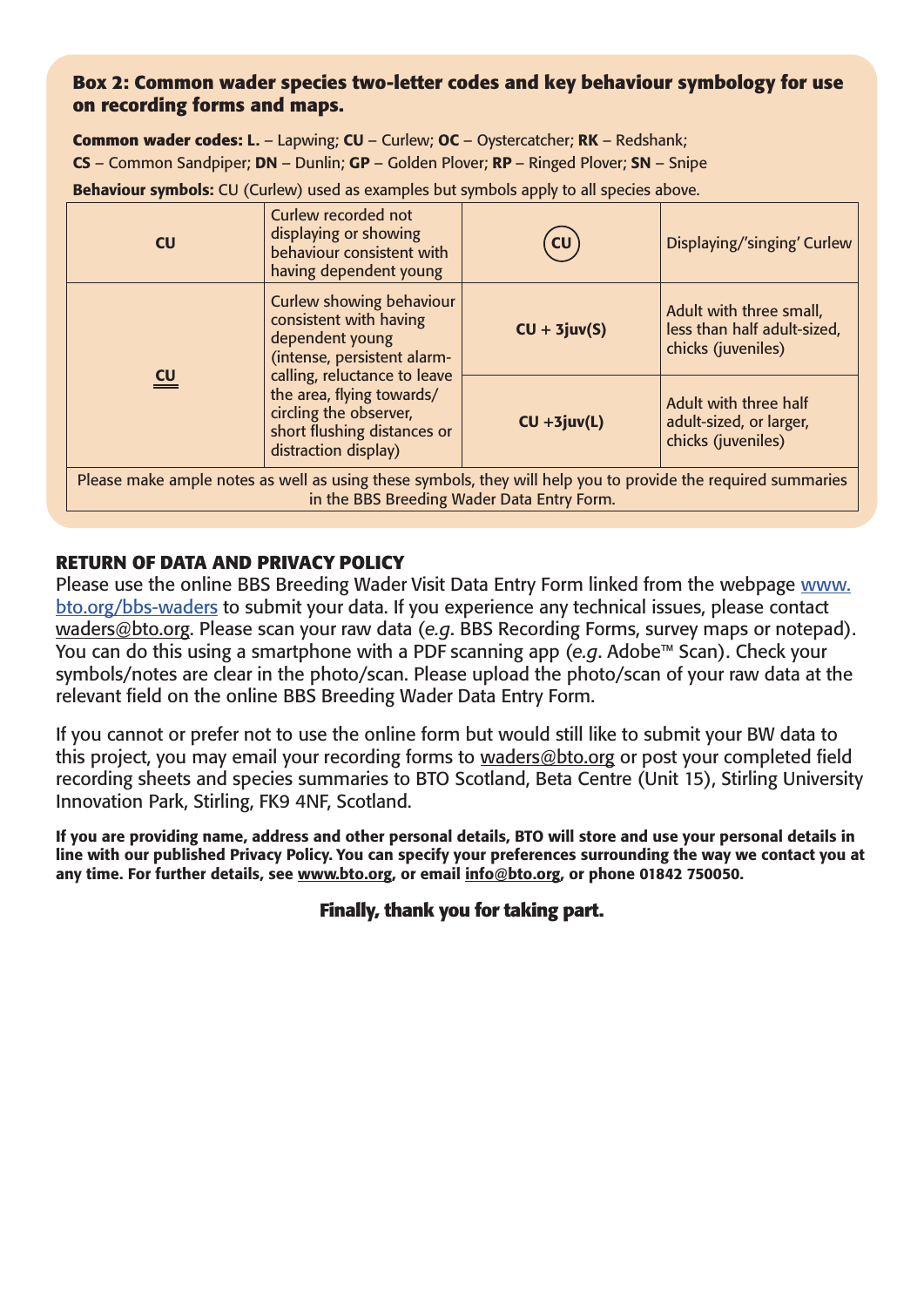**Box 2: Common wader species two-letter codes and key behaviour symbology for use on recording forms and maps.**

**Common wader codes: L.** – Lapwing; **CU** – Curlew; **OC** – Oystercatcher; **RK** – Redshank; **CS** – Common Sandpiper; **DN** – Dunlin; **GP** – Golden Plover; **RP** – Ringed Plover; **SN** – Snipe

**Behaviour symbols:** CU (Curlew) used as examples but symbols apply to all species above.

| | | | |
|---|---|---|---|
| **CU** | Curlew recorded not displaying or showing behaviour consistent with having dependent young | **(CU)** (circled) | Displaying/'singing' Curlew |
| **CU** (double underlined) | Curlew showing behaviour consistent with having dependent young (intense, persistent alarm-calling, reluctance to leave the area, flying towards/circling the observer, short flushing distances or distraction display) | **CU + 3juv(S)** | Adult with three small, less than half adult-sized, chicks (juveniles) |
| | | **CU +3juv(L)** | Adult with three half adult-sized, or larger, chicks (juveniles) |
| Please make ample notes as well as using these symbols, they will help you to provide the required summaries in the BBS Breeding Wader Data Entry Form. | | | |

## RETURN OF DATA AND PRIVACY POLICY

Please use the online BBS Breeding Wader Visit Data Entry Form linked from the webpage www.bto.org/bbs-waders to submit your data. If you experience any technical issues, please contact waders@bto.org. Please scan your raw data (*e.g.* BBS Recording Forms, survey maps or notepad). You can do this using a smartphone with a PDF scanning app (*e.g.* Adobe™ Scan). Check your symbols/notes are clear in the photo/scan. Please upload the photo/scan of your raw data at the relevant field on the online BBS Breeding Wader Data Entry Form.

If you cannot or prefer not to use the online form but would still like to submit your BW data to this project, you may email your recording forms to waders@bto.org or post your completed field recording sheets and species summaries to BTO Scotland, Beta Centre (Unit 15), Stirling University Innovation Park, Stirling, FK9 4NF, Scotland.

**If you are providing name, address and other personal details, BTO will store and use your personal details in line with our published Privacy Policy. You can specify your preferences surrounding the way we contact you at any time. For further details, see www.bto.org, or email info@bto.org, or phone 01842 750050.**

**Finally, thank you for taking part.**